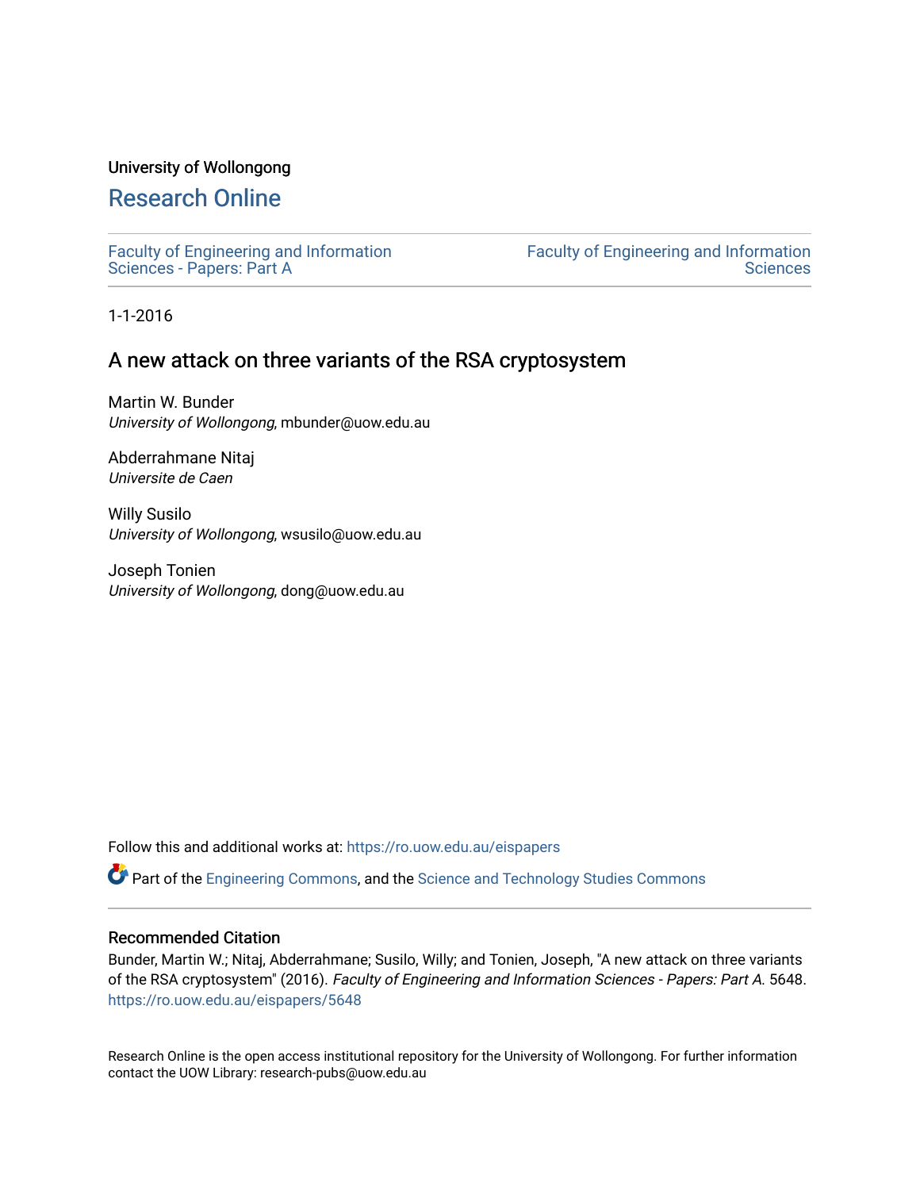University of Wollongong

# Research Online

Faculty of Engineering and Information Sciences - Papers: Part A

Faculty of Engineering and Information Sciences

1-1-2016

## A new attack on three variants of the RSA cryptosystem

Martin W. Bunder
*University of Wollongong*, mbunder@uow.edu.au

Abderrahmane Nitaj
*Universite de Caen*

Willy Susilo
*University of Wollongong*, wsusilo@uow.edu.au

Joseph Tonien
*University of Wollongong*, dong@uow.edu.au

Follow this and additional works at: https://ro.uow.edu.au/eispapers

Part of the Engineering Commons, and the Science and Technology Studies Commons

### Recommended Citation

Bunder, Martin W.; Nitaj, Abderrahmane; Susilo, Willy; and Tonien, Joseph, "A new attack on three variants of the RSA cryptosystem" (2016). *Faculty of Engineering and Information Sciences - Papers: Part A*. 5648.
https://ro.uow.edu.au/eispapers/5648

Research Online is the open access institutional repository for the University of Wollongong. For further information contact the UOW Library: research-pubs@uow.edu.au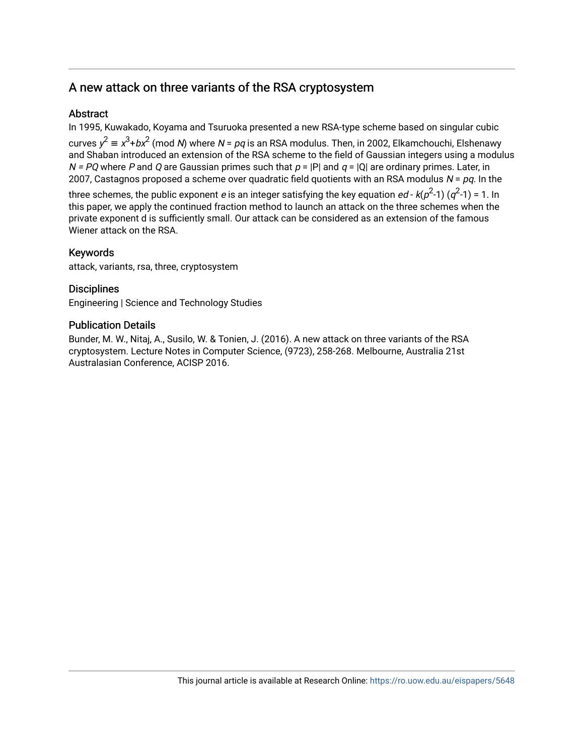## A new attack on three variants of the RSA cryptosystem

### Abstract

In 1995, Kuwakado, Koyama and Tsuruoka presented a new RSA-type scheme based on singular cubic curves $y^2 \equiv x^3+bx^2 \pmod{N}$ where $N = pq$ is an RSA modulus. Then, in 2002, Elkamchouchi, Elshenawy and Shaban introduced an extension of the RSA scheme to the field of Gaussian integers using a modulus $N = PQ$ where $P$ and $Q$ are Gaussian primes such that $p = |P|$ and $q = |Q|$ are ordinary primes. Later, in 2007, Castagnos proposed a scheme over quadratic field quotients with an RSA modulus $N = pq$. In the three schemes, the public exponent $e$ is an integer satisfying the key equation $ed - k(p^2-1)(q^2-1) = 1$. In this paper, we apply the continued fraction method to launch an attack on the three schemes when the private exponent d is sufficiently small. Our attack can be considered as an extension of the famous Wiener attack on the RSA.

### Keywords

attack, variants, rsa, three, cryptosystem

### Disciplines

Engineering | Science and Technology Studies

### Publication Details

Bunder, M. W., Nitaj, A., Susilo, W. & Tonien, J. (2016). A new attack on three variants of the RSA cryptosystem. Lecture Notes in Computer Science, (9723), 258-268. Melbourne, Australia 21st Australasian Conference, ACISP 2016.

This journal article is available at Research Online: https://ro.uow.edu.au/eispapers/5648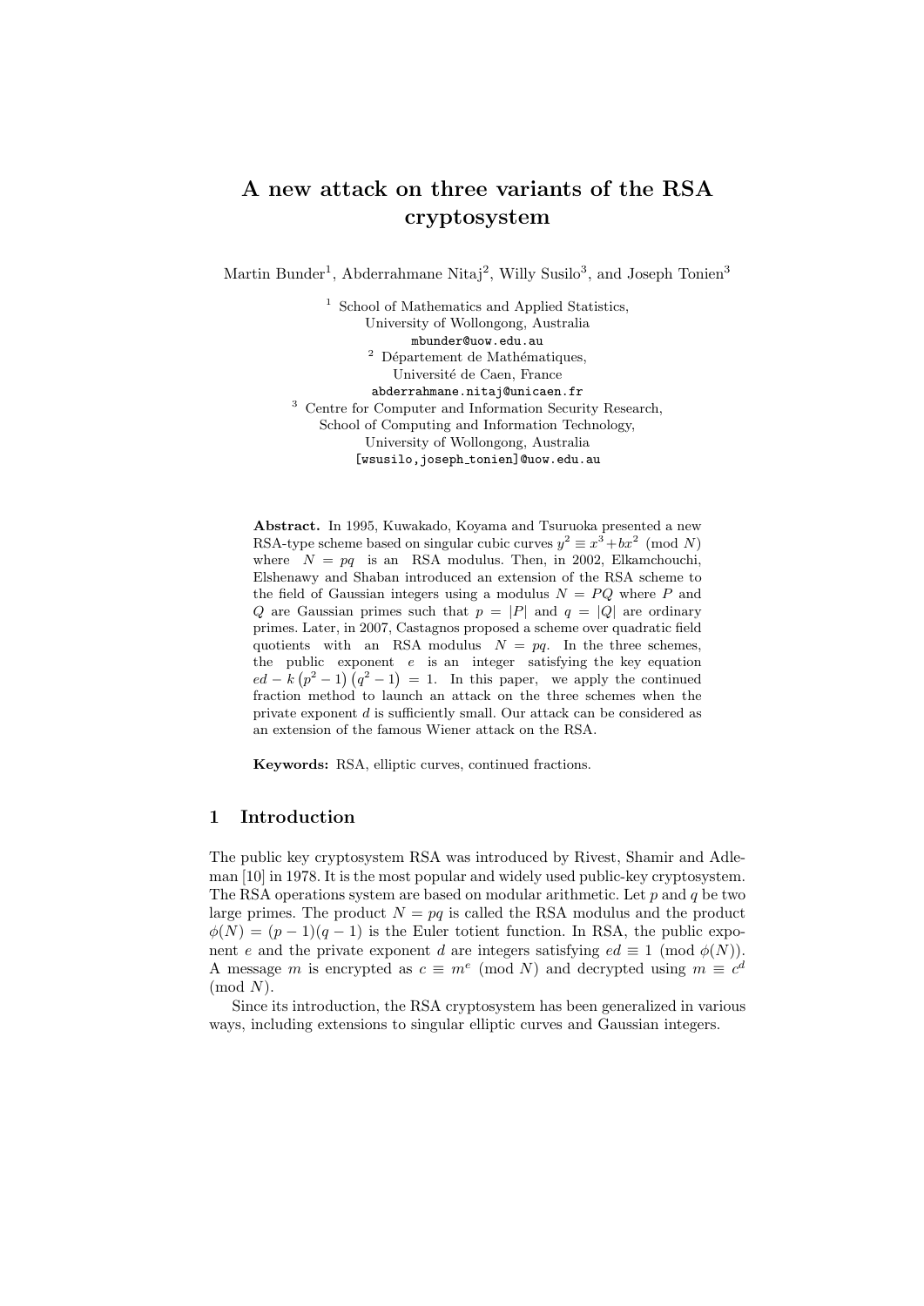# A new attack on three variants of the RSA cryptosystem

Martin Bunder[1], Abderrahmane Nitaj[2], Willy Susilo[3], and Joseph Tonien[3]

[1] School of Mathematics and Applied Statistics,
University of Wollongong, Australia
mbunder@uow.edu.au

[2] Département de Mathématiques,
Université de Caen, France
abderrahmane.nitaj@unicaen.fr

[3] Centre for Computer and Information Security Research,
School of Computing and Information Technology,
University of Wollongong, Australia
[wsusilo,joseph_tonien]@uow.edu.au

**Abstract.** In 1995, Kuwakado, Koyama and Tsuruoka presented a new RSA-type scheme based on singular cubic curves $y^2 \equiv x^3 + bx^2 \pmod N$ where $N = pq$ is an RSA modulus. Then, in 2002, Elkamchouchi, Elshenawy and Shaban introduced an extension of the RSA scheme to the field of Gaussian integers using a modulus $N = PQ$ where $P$ and $Q$ are Gaussian primes such that $p = |P|$ and $q = |Q|$ are ordinary primes. Later, in 2007, Castagnos proposed a scheme over quadratic field quotients with an RSA modulus $N = pq$. In the three schemes, the public exponent $e$ is an integer satisfying the key equation $ed - k\left(p^2 - 1\right)\left(q^2 - 1\right) = 1$. In this paper, we apply the continued fraction method to launch an attack on the three schemes when the private exponent $d$ is sufficiently small. Our attack can be considered as an extension of the famous Wiener attack on the RSA.

**Keywords:** RSA, elliptic curves, continued fractions.

## 1 Introduction

The public key cryptosystem RSA was introduced by Rivest, Shamir and Adleman [10] in 1978. It is the most popular and widely used public-key cryptosystem. The RSA operations system are based on modular arithmetic. Let $p$ and $q$ be two large primes. The product $N = pq$ is called the RSA modulus and the product $\phi(N) = (p - 1)(q - 1)$ is the Euler totient function. In RSA, the public exponent $e$ and the private exponent $d$ are integers satisfying $ed \equiv 1 \pmod{\phi(N)}$. A message $m$ is encrypted as $c \equiv m^e \pmod N$ and decrypted using $m \equiv c^d \pmod N$.

Since its introduction, the RSA cryptosystem has been generalized in various ways, including extensions to singular elliptic curves and Gaussian integers.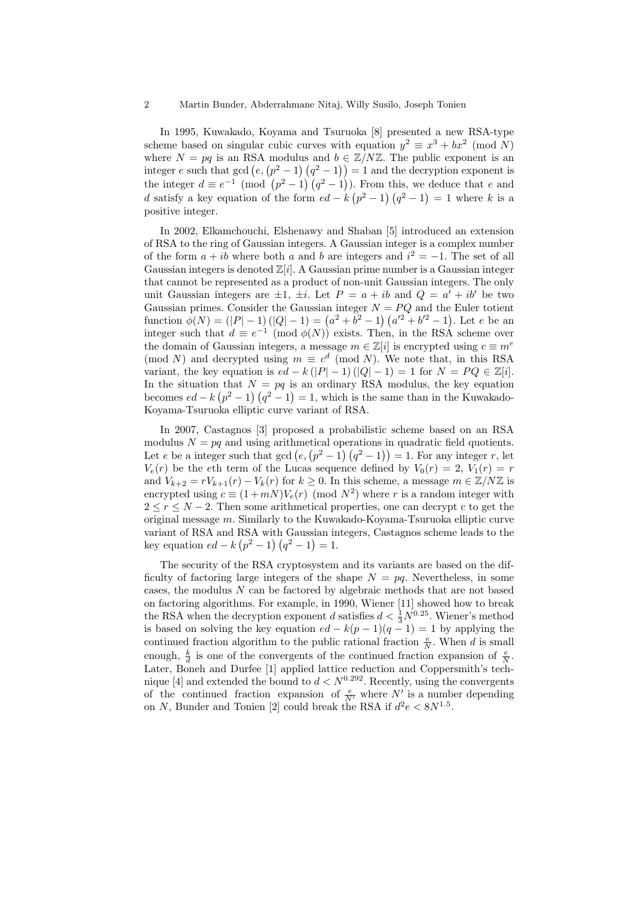In 1995, Kuwakado, Koyama and Tsuruoka [8] presented a new RSA-type scheme based on singular cubic curves with equation $y^2 \equiv x^3 + bx^2 \pmod{N}$ where $N = pq$ is an RSA modulus and $b \in \mathbb{Z}/N\mathbb{Z}$. The public exponent is an integer $e$ such that $\gcd\left(e, \left(p^2-1\right)\left(q^2-1\right)\right) = 1$ and the decryption exponent is the integer $d \equiv e^{-1} \pmod{\left(p^2-1\right)\left(q^2-1\right)}$. From this, we deduce that $e$ and $d$ satisfy a key equation of the form $ed - k\left(p^2-1\right)\left(q^2-1\right) = 1$ where $k$ is a positive integer.

In 2002, Elkamchouchi, Elshenawy and Shaban [5] introduced an extension of RSA to the ring of Gaussian integers. A Gaussian integer is a complex number of the form $a + ib$ where both $a$ and $b$ are integers and $i^2 = -1$. The set of all Gaussian integers is denoted $\mathbb{Z}[i]$. A Gaussian prime number is a Gaussian integer that cannot be represented as a product of non-unit Gaussian integers. The only unit Gaussian integers are $\pm 1$, $\pm i$. Let $P = a + ib$ and $Q = a' + ib'$ be two Gaussian primes. Consider the Gaussian integer $N = PQ$ and the Euler totient function $\phi(N) = (|P|-1)(|Q|-1) = \left(a^2+b^2-1\right)\left(a'^2+b'^2-1\right)$. Let $e$ be an integer such that $d \equiv e^{-1} \pmod{\phi(N)}$ exists. Then, in the RSA scheme over the domain of Gaussian integers, a message $m \in \mathbb{Z}[i]$ is encrypted using $c \equiv m^e \pmod{N}$ and decrypted using $m \equiv c^d \pmod{N}$. We note that, in this RSA variant, the key equation is $ed - k(|P|-1)(|Q|-1) = 1$ for $N = PQ \in \mathbb{Z}[i]$. In the situation that $N = pq$ is an ordinary RSA modulus, the key equation becomes $ed - k\left(p^2-1\right)\left(q^2-1\right) = 1$, which is the same than in the Kuwakado-Koyama-Tsuruoka elliptic curve variant of RSA.

In 2007, Castagnos [3] proposed a probabilistic scheme based on an RSA modulus $N = pq$ and using arithmetical operations in quadratic field quotients. Let $e$ be a integer such that $\gcd\left(e, \left(p^2-1\right)\left(q^2-1\right)\right) = 1$. For any integer $r$, let $V_e(r)$ be the $e$th term of the Lucas sequence defined by $V_0(r) = 2$, $V_1(r) = r$ and $V_{k+2} = rV_{k+1}(r) - V_k(r)$ for $k \geq 0$. In this scheme, a message $m \in \mathbb{Z}/N\mathbb{Z}$ is encrypted using $c \equiv (1 + mN)V_e(r) \pmod{N^2}$ where $r$ is a random integer with $2 \leq r \leq N-2$. Then some arithmetical properties, one can decrypt $c$ to get the original message $m$. Similarly to the Kuwakado-Koyama-Tsuruoka elliptic curve variant of RSA and RSA with Gaussian integers, Castagnos scheme leads to the key equation $ed - k\left(p^2-1\right)\left(q^2-1\right) = 1$.

The security of the RSA cryptosystem and its variants are based on the difficulty of factoring large integers of the shape $N = pq$. Nevertheless, in some cases, the modulus $N$ can be factored by algebraic methods that are not based on factoring algorithms. For example, in 1990, Wiener [11] showed how to break the RSA when the decryption exponent $d$ satisfies $d < \frac{1}{3}N^{0.25}$. Wiener's method is based on solving the key equation $ed - k(p-1)(q-1) = 1$ by applying the continued fraction algorithm to the public rational fraction $\frac{e}{N}$. When $d$ is small enough, $\frac{k}{d}$ is one of the convergents of the continued fraction expansion of $\frac{e}{N}$. Later, Boneh and Durfee [1] applied lattice reduction and Coppersmith's technique [4] and extended the bound to $d < N^{0.292}$. Recently, using the convergents of the continued fraction expansion of $\frac{e}{N'}$ where $N'$ is a number depending on $N$, Bunder and Tonien [2] could break the RSA if $d^2 e < 8N^{1.5}$.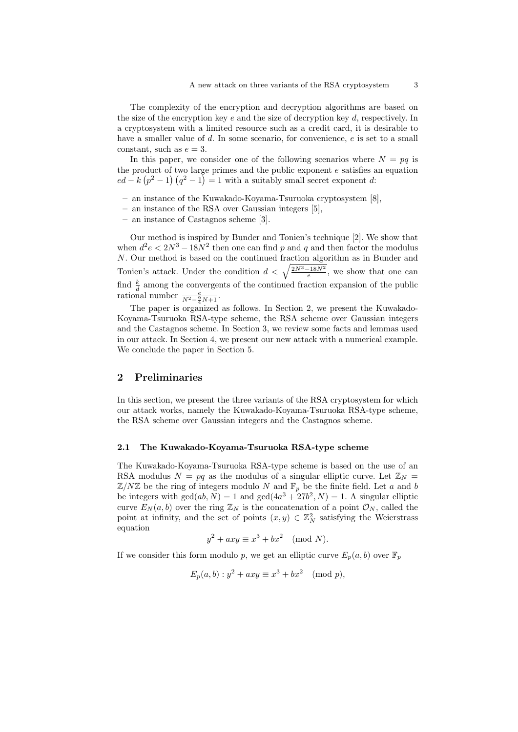The complexity of the encryption and decryption algorithms are based on the size of the encryption key $e$ and the size of decryption key $d$, respectively. In a cryptosystem with a limited resource such as a credit card, it is desirable to have a smaller value of $d$. In some scenario, for convenience, $e$ is set to a small constant, such as $e = 3$.

In this paper, we consider one of the following scenarios where $N = pq$ is the product of two large primes and the public exponent $e$ satisfies an equation $ed - k\left(p^2 - 1\right)\left(q^2 - 1\right) = 1$ with a suitably small secret exponent $d$:

- an instance of the Kuwakado-Koyama-Tsuruoka cryptosystem [8],
- an instance of the RSA over Gaussian integers [5],
- an instance of Castagnos scheme [3].

Our method is inspired by Bunder and Tonien's technique [2]. We show that when $d^2 e < 2N^3 - 18N^2$ then one can find $p$ and $q$ and then factor the modulus $N$. Our method is based on the continued fraction algorithm as in Bunder and Tonien's attack. Under the condition $d < \sqrt{\frac{2N^3 - 18N^2}{e}}$, we show that one can find $\frac{k}{d}$ among the convergents of the continued fraction expansion of the public rational number $\frac{e}{N^2 - \frac{9}{4}N + 1}$.

The paper is organized as follows. In Section 2, we present the Kuwakado-Koyama-Tsuruoka RSA-type scheme, the RSA scheme over Gaussian integers and the Castagnos scheme. In Section 3, we review some facts and lemmas used in our attack. In Section 4, we present our new attack with a numerical example. We conclude the paper in Section 5.

## 2 Preliminaries

In this section, we present the three variants of the RSA cryptosystem for which our attack works, namely the Kuwakado-Koyama-Tsuruoka RSA-type scheme, the RSA scheme over Gaussian integers and the Castagnos scheme.

### 2.1 The Kuwakado-Koyama-Tsuruoka RSA-type scheme

The Kuwakado-Koyama-Tsuruoka RSA-type scheme is based on the use of an RSA modulus $N = pq$ as the modulus of a singular elliptic curve. Let $\mathbb{Z}_N = \mathbb{Z}/N\mathbb{Z}$ be the ring of integers modulo $N$ and $\mathbb{F}_p$ be the finite field. Let $a$ and $b$ be integers with $\gcd(ab, N) = 1$ and $\gcd(4a^3 + 27b^2, N) = 1$. A singular elliptic curve $E_N(a, b)$ over the ring $\mathbb{Z}_N$ is the concatenation of a point $\mathcal{O}_N$, called the point at infinity, and the set of points $(x, y) \in \mathbb{Z}_N^2$ satisfying the Weierstrass equation

$$y^2 + axy \equiv x^3 + bx^2 \pmod{N}.$$

If we consider this form modulo $p$, we get an elliptic curve $E_p(a, b)$ over $\mathbb{F}_p$

$$E_p(a, b) : y^2 + axy \equiv x^3 + bx^2 \pmod{p},$$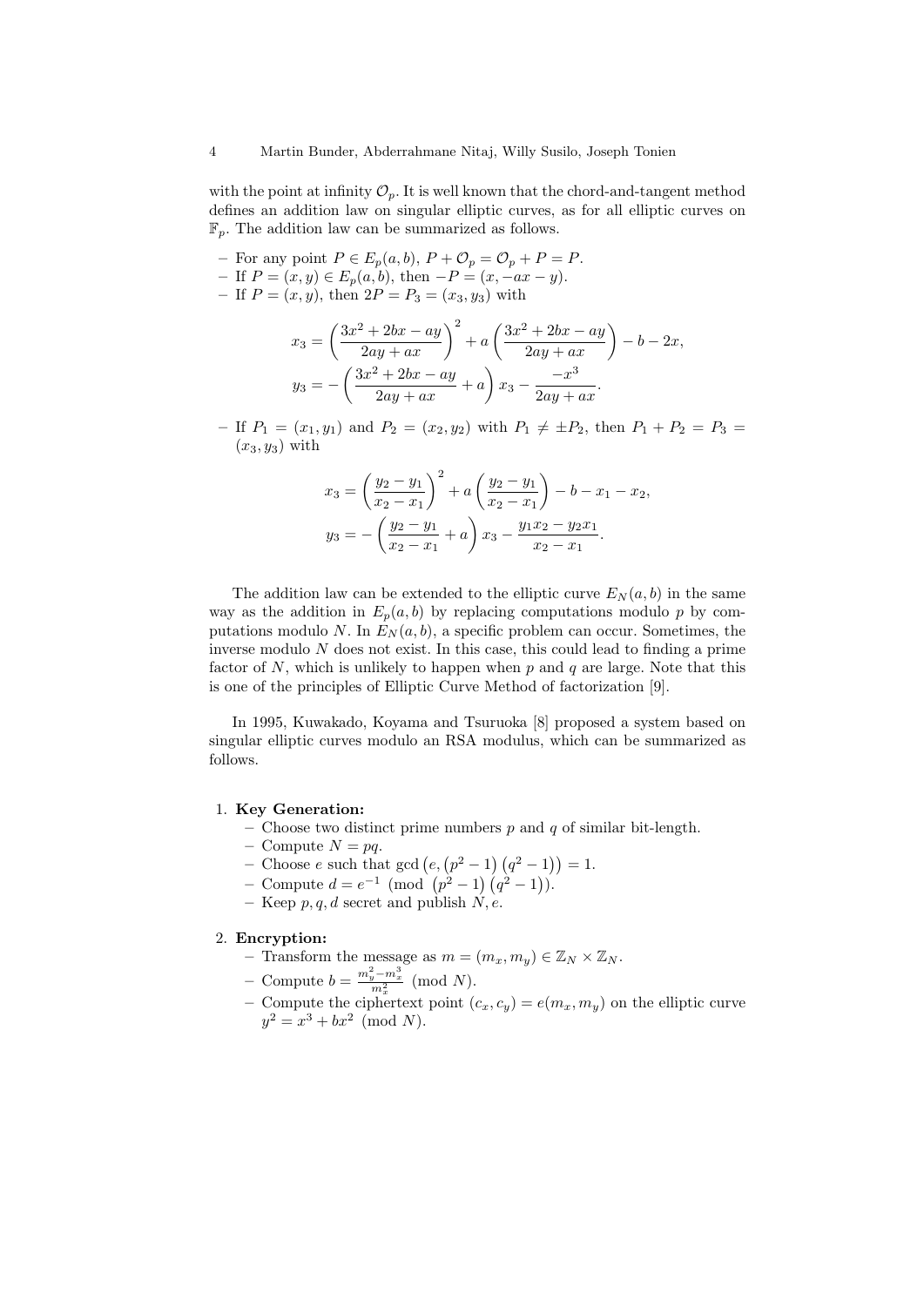with the point at infinity $\mathcal{O}_p$. It is well known that the chord-and-tangent method defines an addition law on singular elliptic curves, as for all elliptic curves on $\mathbb{F}_p$. The addition law can be summarized as follows.

- For any point $P \in E_p(a,b)$, $P + \mathcal{O}_p = \mathcal{O}_p + P = P$.
- If $P = (x,y) \in E_p(a,b)$, then $-P = (x, -ax - y)$.
- If $P = (x,y)$, then $2P = P_3 = (x_3, y_3)$ with

$$x_3 = \left(\frac{3x^2 + 2bx - ay}{2ay + ax}\right)^2 + a\left(\frac{3x^2 + 2bx - ay}{2ay + ax}\right) - b - 2x,$$
$$y_3 = -\left(\frac{3x^2 + 2bx - ay}{2ay + ax} + a\right)x_3 - \frac{-x^3}{2ay + ax}.$$

- If $P_1 = (x_1, y_1)$ and $P_2 = (x_2, y_2)$ with $P_1 \neq \pm P_2$, then $P_1 + P_2 = P_3 = (x_3, y_3)$ with

$$x_3 = \left(\frac{y_2 - y_1}{x_2 - x_1}\right)^2 + a\left(\frac{y_2 - y_1}{x_2 - x_1}\right) - b - x_1 - x_2,$$
$$y_3 = -\left(\frac{y_2 - y_1}{x_2 - x_1} + a\right)x_3 - \frac{y_1 x_2 - y_2 x_1}{x_2 - x_1}.$$

The addition law can be extended to the elliptic curve $E_N(a,b)$ in the same way as the addition in $E_p(a,b)$ by replacing computations modulo $p$ by computations modulo $N$. In $E_N(a,b)$, a specific problem can occur. Sometimes, the inverse modulo $N$ does not exist. In this case, this could lead to finding a prime factor of $N$, which is unlikely to happen when $p$ and $q$ are large. Note that this is one of the principles of Elliptic Curve Method of factorization [9].

In 1995, Kuwakado, Koyama and Tsuruoka [8] proposed a system based on singular elliptic curves modulo an RSA modulus, which can be summarized as follows.

1. **Key Generation:**
   - Choose two distinct prime numbers $p$ and $q$ of similar bit-length.
   - Compute $N = pq$.
   - Choose $e$ such that $\gcd\left(e, \left(p^2 - 1\right)\left(q^2 - 1\right)\right) = 1$.
   - Compute $d = e^{-1} \pmod{\left(p^2 - 1\right)\left(q^2 - 1\right)}$.
   - Keep $p, q, d$ secret and publish $N, e$.
2. **Encryption:**
   - Transform the message as $m = (m_x, m_y) \in \mathbb{Z}_N \times \mathbb{Z}_N$.
   - Compute $b = \frac{m_y^2 - m_x^3}{m_x^2} \pmod{N}$.
   - Compute the ciphertext point $(c_x, c_y) = e(m_x, m_y)$ on the elliptic curve $y^2 = x^3 + bx^2 \pmod{N}$.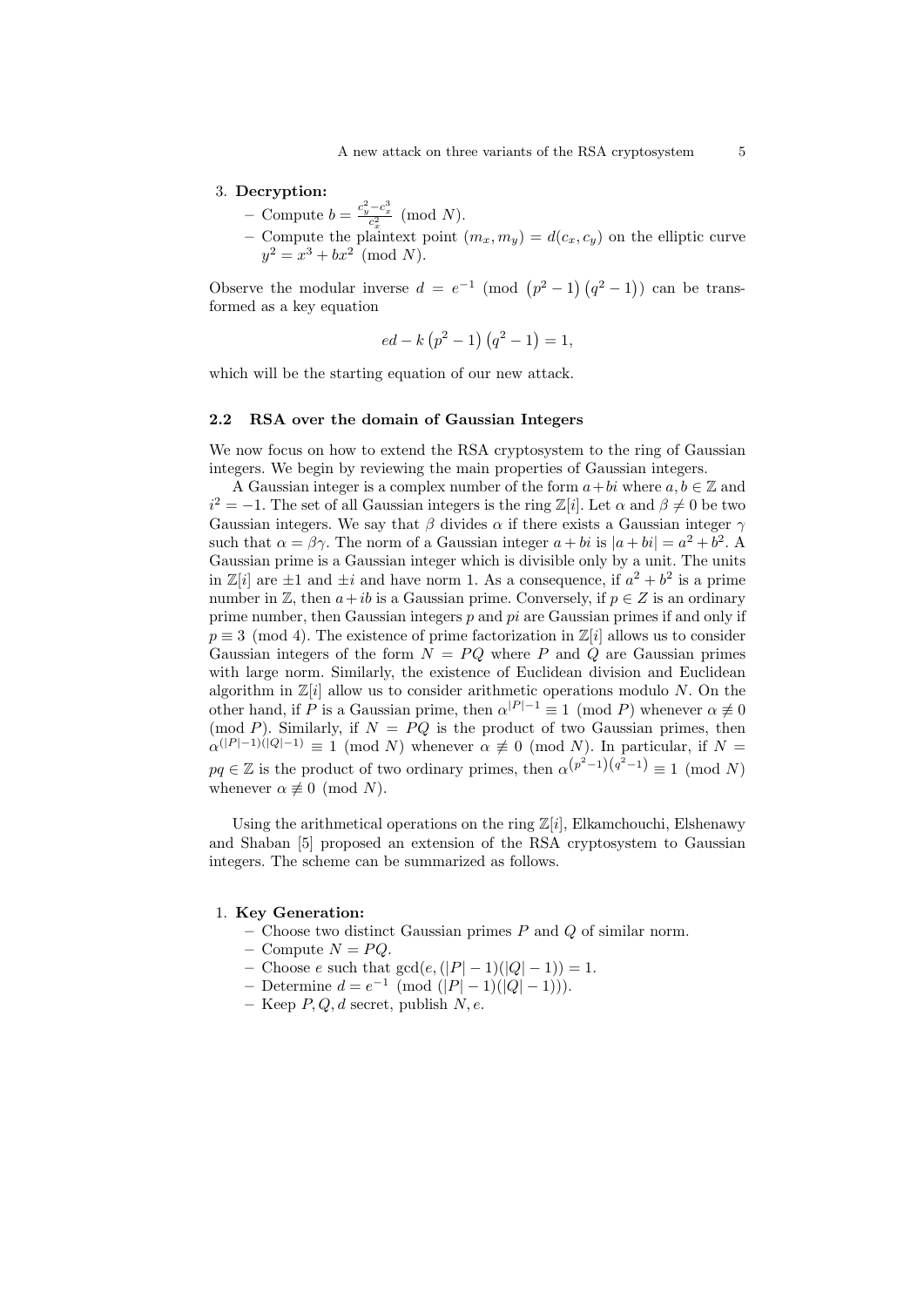3. **Decryption:**
   - Compute $b = \frac{c_y^2 - c_x^3}{c_x^2} \pmod{N}$.
   - Compute the plaintext point $(m_x, m_y) = d(c_x, c_y)$ on the elliptic curve $y^2 = x^3 + bx^2 \pmod{N}$.

Observe the modular inverse $d = e^{-1} \pmod{\left(p^2-1\right)\left(q^2-1\right)}$ can be transformed as a key equation

$$ed - k\left(p^2-1\right)\left(q^2-1\right) = 1,$$

which will be the starting equation of our new attack.

### 2.2 RSA over the domain of Gaussian Integers

We now focus on how to extend the RSA cryptosystem to the ring of Gaussian integers. We begin by reviewing the main properties of Gaussian integers.

A Gaussian integer is a complex number of the form $a+bi$ where $a, b \in \mathbb{Z}$ and $i^2 = -1$. The set of all Gaussian integers is the ring $\mathbb{Z}[i]$. Let $\alpha$ and $\beta \neq 0$ be two Gaussian integers. We say that $\beta$ divides $\alpha$ if there exists a Gaussian integer $\gamma$ such that $\alpha = \beta\gamma$. The norm of a Gaussian integer $a+bi$ is $|a+bi| = a^2+b^2$. A Gaussian prime is a Gaussian integer which is divisible only by a unit. The units in $\mathbb{Z}[i]$ are $\pm 1$ and $\pm i$ and have norm 1. As a consequence, if $a^2+b^2$ is a prime number in $\mathbb{Z}$, then $a+ib$ is a Gaussian prime. Conversely, if $p \in Z$ is an ordinary prime number, then Gaussian integers $p$ and $pi$ are Gaussian primes if and only if $p \equiv 3 \pmod{4}$. The existence of prime factorization in $\mathbb{Z}[i]$ allows us to consider Gaussian integers of the form $N = PQ$ where $P$ and $Q$ are Gaussian primes with large norm. Similarly, the existence of Euclidean division and Euclidean algorithm in $\mathbb{Z}[i]$ allow us to consider arithmetic operations modulo $N$. On the other hand, if $P$ is a Gaussian prime, then $\alpha^{|P|-1} \equiv 1 \pmod{P}$ whenever $\alpha \not\equiv 0 \pmod{P}$. Similarly, if $N = PQ$ is the product of two Gaussian primes, then $\alpha^{(|P|-1)(|Q|-1)} \equiv 1 \pmod{N}$ whenever $\alpha \not\equiv 0 \pmod{N}$. In particular, if $N = pq \in \mathbb{Z}$ is the product of two ordinary primes, then $\alpha^{\left(p^2-1\right)\left(q^2-1\right)} \equiv 1 \pmod{N}$ whenever $\alpha \not\equiv 0 \pmod{N}$.

Using the arithmetical operations on the ring $\mathbb{Z}[i]$, Elkamchouchi, Elshenawy and Shaban [5] proposed an extension of the RSA cryptosystem to Gaussian integers. The scheme can be summarized as follows.

1. **Key Generation:**
   - Choose two distinct Gaussian primes $P$ and $Q$ of similar norm.
   - Compute $N = PQ$.
   - Choose $e$ such that $\gcd(e, (|P|-1)(|Q|-1)) = 1$.
   - Determine $d = e^{-1} \pmod{(|P|-1)(|Q|-1)}$.
   - Keep $P, Q, d$ secret, publish $N, e$.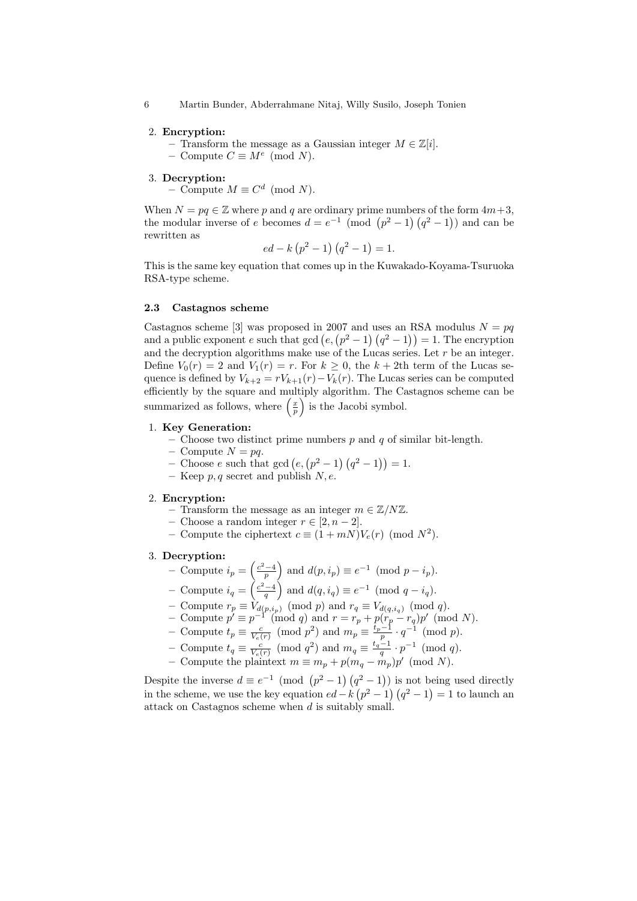2. **Encryption:**
   - Transform the message as a Gaussian integer $M \in \mathbb{Z}[i]$.
   - Compute $C \equiv M^e \pmod{N}$.

3. **Decryption:**
   - Compute $M \equiv C^d \pmod{N}$.

When $N = pq \in \mathbb{Z}$ where $p$ and $q$ are ordinary prime numbers of the form $4m+3$, the modular inverse of $e$ becomes $d = e^{-1} \pmod{\left(p^2-1\right)\left(q^2-1\right)}$ and can be rewritten as

$$ed - k\left(p^2-1\right)\left(q^2-1\right) = 1.$$

This is the same key equation that comes up in the Kuwakado-Koyama-Tsuruoka RSA-type scheme.

### 2.3 Castagnos scheme

Castagnos scheme [3] was proposed in 2007 and uses an RSA modulus $N = pq$ and a public exponent $e$ such that $\gcd\left(e, \left(p^2-1\right)\left(q^2-1\right)\right) = 1$. The encryption and the decryption algorithms make use of the Lucas series. Let $r$ be an integer. Define $V_0(r) = 2$ and $V_1(r) = r$. For $k \geq 0$, the $k+2$th term of the Lucas sequence is defined by $V_{k+2} = rV_{k+1}(r) - V_k(r)$. The Lucas series can be computed efficiently by the square and multiply algorithm. The Castagnos scheme can be summarized as follows, where $\left(\frac{x}{p}\right)$ is the Jacobi symbol.

1. **Key Generation:**
   - Choose two distinct prime numbers $p$ and $q$ of similar bit-length.
   - Compute $N = pq$.
   - Choose $e$ such that $\gcd\left(e, \left(p^2-1\right)\left(q^2-1\right)\right) = 1$.
   - Keep $p, q$ secret and publish $N, e$.

2. **Encryption:**
   - Transform the message as an integer $m \in \mathbb{Z}/N\mathbb{Z}$.
   - Choose a random integer $r \in [2, n-2]$.
   - Compute the ciphertext $c \equiv (1+mN)V_e(r) \pmod{N^2}$.

3. **Decryption:**
   - Compute $i_p = \left(\frac{c^2-4}{p}\right)$ and $d(p, i_p) \equiv e^{-1} \pmod{p - i_p}$.
   - Compute $i_q = \left(\frac{c^2-4}{q}\right)$ and $d(q, i_q) \equiv e^{-1} \pmod{q - i_q}$.
   - Compute $r_p \equiv V_{d(p,i_p)} \pmod{p}$ and $r_q \equiv V_{d(q,i_q)} \pmod{q}$.
   - Compute $p' \equiv p^{-1} \pmod{q}$ and $r = r_p + p(r_p - r_q)p' \pmod{N}$.
   - Compute $t_p \equiv \frac{c}{V_e(r)} \pmod{p^2}$ and $m_p \equiv \frac{t_p - 1}{p} \cdot q^{-1} \pmod{p}$.
   - Compute $t_q \equiv \frac{c}{V_e(r)} \pmod{q^2}$ and $m_q \equiv \frac{t_q - 1}{q} \cdot p^{-1} \pmod{q}$.
   - Compute the plaintext $m \equiv m_p + p(m_q - m_p)p' \pmod{N}$.

Despite the inverse $d \equiv e^{-1} \pmod{\left(p^2-1\right)\left(q^2-1\right)}$ is not being used directly in the scheme, we use the key equation $ed - k\left(p^2-1\right)\left(q^2-1\right) = 1$ to launch an attack on Castagnos scheme when $d$ is suitably small.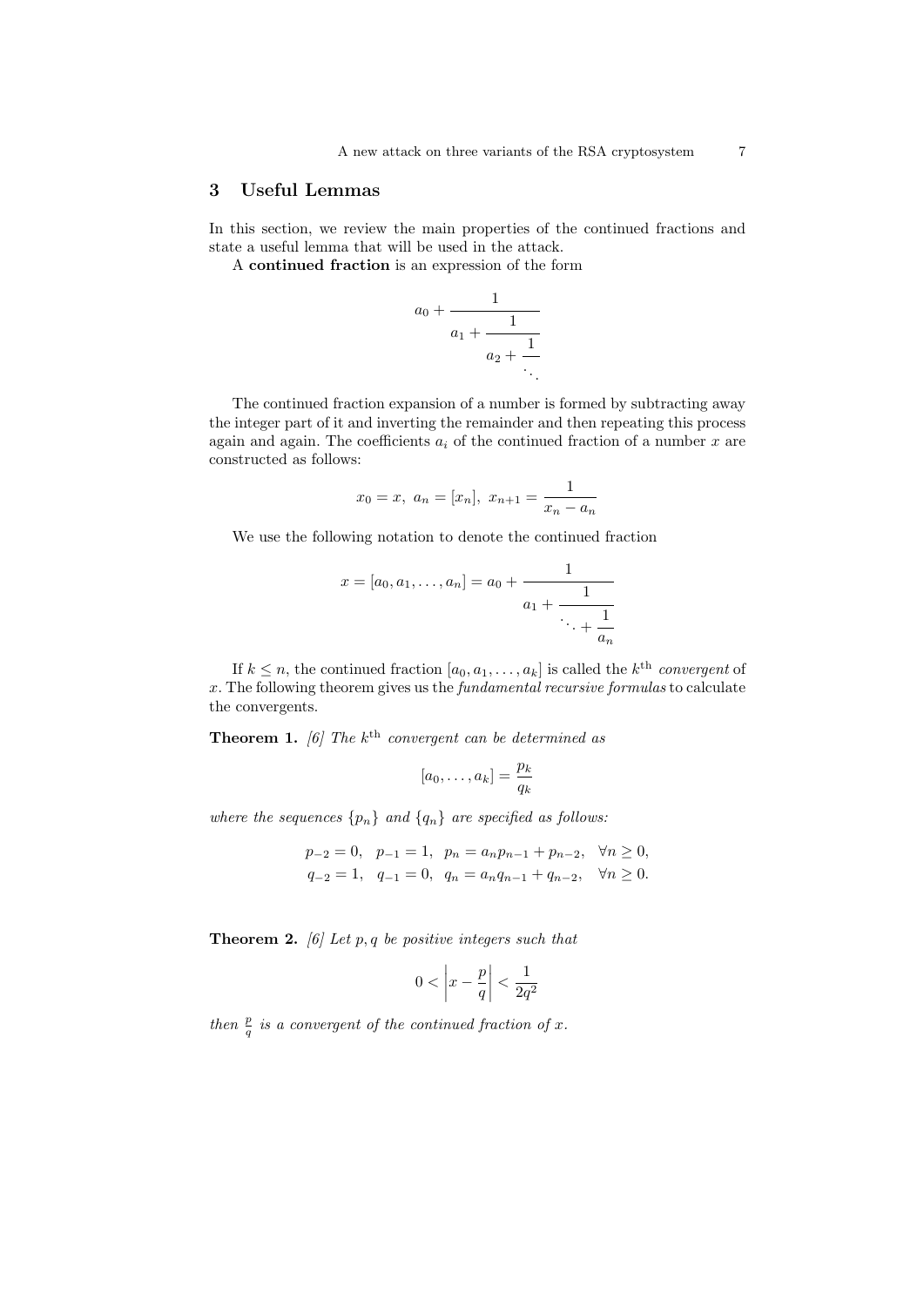## 3 Useful Lemmas

In this section, we review the main properties of the continued fractions and state a useful lemma that will be used in the attack.

A **continued fraction** is an expression of the form

$$a_0 + \cfrac{1}{a_1 + \cfrac{1}{a_2 + \cfrac{1}{\ddots}}}$$

The continued fraction expansion of a number is formed by subtracting away the integer part of it and inverting the remainder and then repeating this process again and again. The coefficients $a_i$ of the continued fraction of a number $x$ are constructed as follows:

$$x_0 = x, \ a_n = [x_n], \ x_{n+1} = \frac{1}{x_n - a_n}$$

We use the following notation to denote the continued fraction

$$x = [a_0, a_1, \ldots, a_n] = a_0 + \cfrac{1}{a_1 + \cfrac{1}{\ddots + \cfrac{1}{a_n}}}$$

If $k \leq n$, the continued fraction $[a_0, a_1, \ldots, a_k]$ is called the $k^{\text{th}}$ *convergent* of $x$. The following theorem gives us the *fundamental recursive formulas* to calculate the convergents.

**Theorem 1.** *[6] The $k^{\text{th}}$ convergent can be determined as*

$$[a_0, \ldots, a_k] = \frac{p_k}{q_k}$$

*where the sequences $\{p_n\}$ and $\{q_n\}$ are specified as follows:*

$$p_{-2} = 0, \quad p_{-1} = 1, \quad p_n = a_n p_{n-1} + p_{n-2}, \quad \forall n \geq 0,$$
$$q_{-2} = 1, \quad q_{-1} = 0, \quad q_n = a_n q_{n-1} + q_{n-2}, \quad \forall n \geq 0.$$

**Theorem 2.** *[6] Let $p, q$ be positive integers such that*

$$0 < \left| x - \frac{p}{q} \right| < \frac{1}{2q^2}$$

*then $\frac{p}{q}$ is a convergent of the continued fraction of $x$.*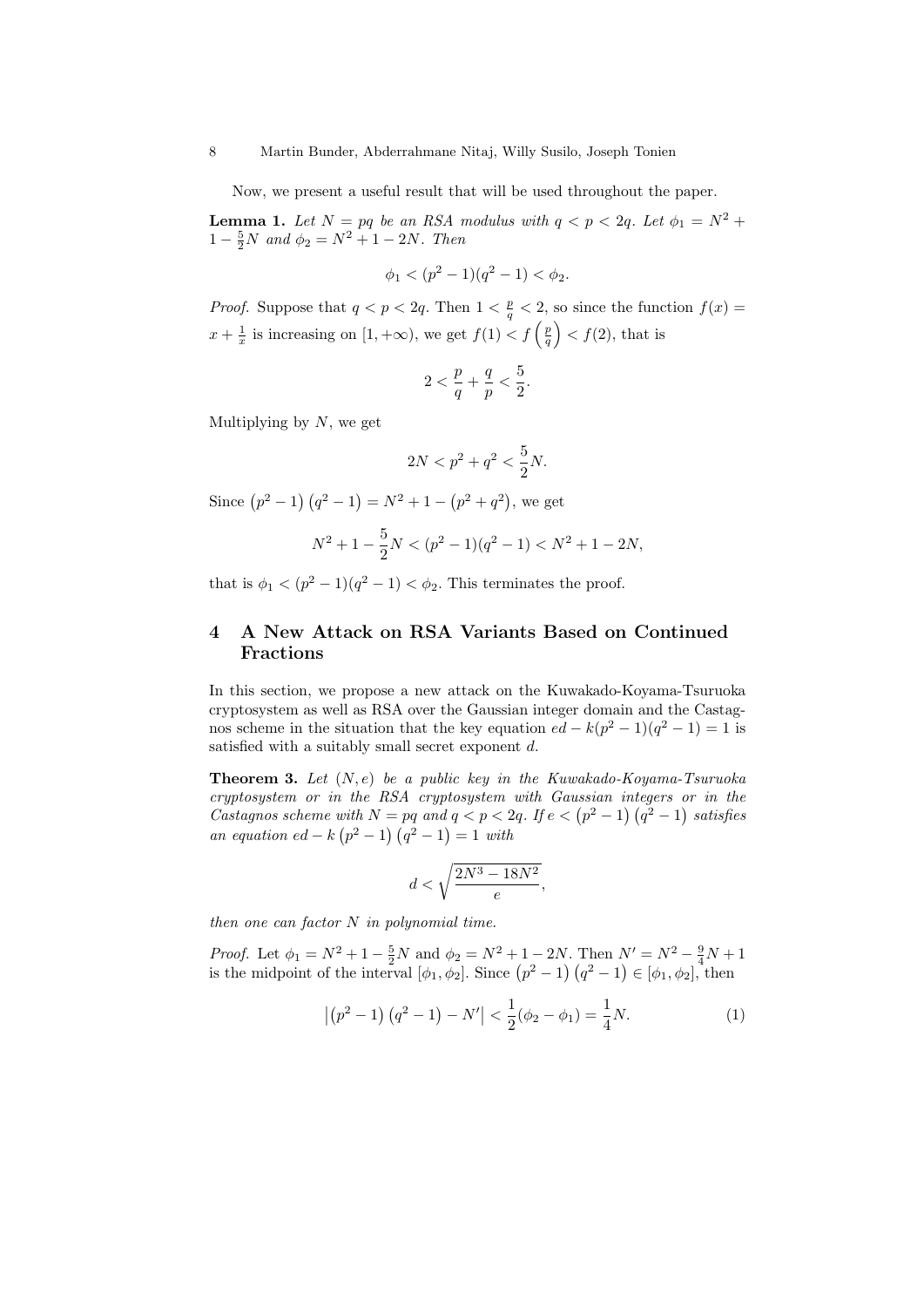Now, we present a useful result that will be used throughout the paper.

**Lemma 1.** *Let $N = pq$ be an RSA modulus with $q < p < 2q$. Let $\phi_1 = N^2 + 1 - \frac{5}{2}N$ and $\phi_2 = N^2 + 1 - 2N$. Then*

$$\phi_1 < (p^2 - 1)(q^2 - 1) < \phi_2.$$

*Proof.* Suppose that $q < p < 2q$. Then $1 < \frac{p}{q} < 2$, so since the function $f(x) = x + \frac{1}{x}$ is increasing on $[1, +\infty)$, we get $f(1) < f\left(\frac{p}{q}\right) < f(2)$, that is

$$2 < \frac{p}{q} + \frac{q}{p} < \frac{5}{2}.$$

Multiplying by $N$, we get

$$2N < p^2 + q^2 < \frac{5}{2}N.$$

Since $\left(p^2 - 1\right)\left(q^2 - 1\right) = N^2 + 1 - \left(p^2 + q^2\right)$, we get

$$N^2 + 1 - \frac{5}{2}N < (p^2 - 1)(q^2 - 1) < N^2 + 1 - 2N,$$

that is $\phi_1 < (p^2 - 1)(q^2 - 1) < \phi_2$. This terminates the proof.

## 4 A New Attack on RSA Variants Based on Continued Fractions

In this section, we propose a new attack on the Kuwakado-Koyama-Tsuruoka cryptosystem as well as RSA over the Gaussian integer domain and the Castagnos scheme in the situation that the key equation $ed - k(p^2 - 1)(q^2 - 1) = 1$ is satisfied with a suitably small secret exponent $d$.

**Theorem 3.** *Let $(N, e)$ be a public key in the Kuwakado-Koyama-Tsuruoka cryptosystem or in the RSA cryptosystem with Gaussian integers or in the Castagnos scheme with $N = pq$ and $q < p < 2q$. If $e < \left(p^2 - 1\right)\left(q^2 - 1\right)$ satisfies an equation $ed - k\left(p^2 - 1\right)\left(q^2 - 1\right) = 1$ with*

$$d < \sqrt{\frac{2N^3 - 18N^2}{e}},$$

*then one can factor $N$ in polynomial time.*

*Proof.* Let $\phi_1 = N^2 + 1 - \frac{5}{2}N$ and $\phi_2 = N^2 + 1 - 2N$. Then $N' = N^2 - \frac{9}{4}N + 1$ is the midpoint of the interval $[\phi_1, \phi_2]$. Since $\left(p^2 - 1\right)\left(q^2 - 1\right) \in [\phi_1, \phi_2]$, then

$$\left|\left(p^2 - 1\right)\left(q^2 - 1\right) - N'\right| < \frac{1}{2}(\phi_2 - \phi_1) = \frac{1}{4}N. \tag{1}$$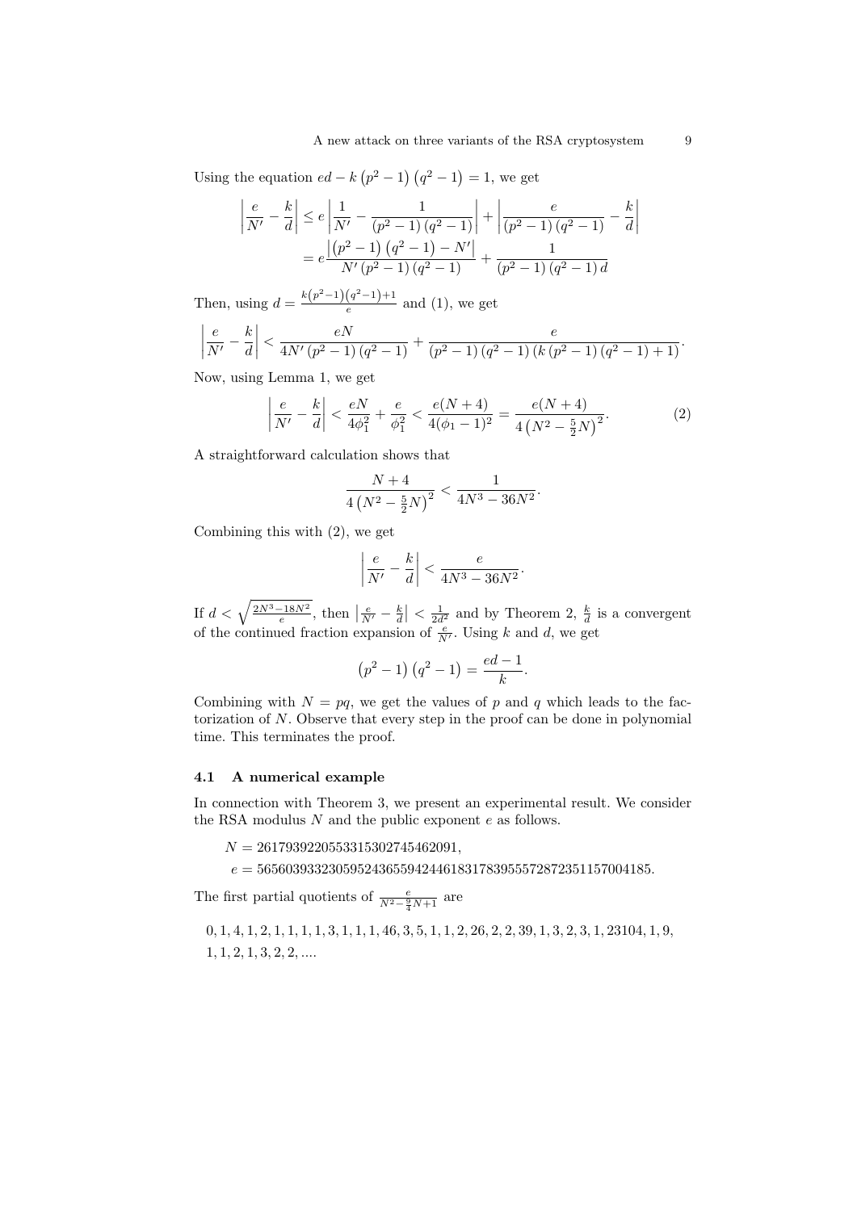Using the equation $ed - k\left(p^2-1\right)\left(q^2-1\right) = 1$, we get

$$
\begin{aligned}
\left|\frac{e}{N'} - \frac{k}{d}\right| &\leq e\left|\frac{1}{N'} - \frac{1}{\left(p^2-1\right)\left(q^2-1\right)}\right| + \left|\frac{e}{\left(p^2-1\right)\left(q^2-1\right)} - \frac{k}{d}\right| \\
&= e\frac{\left|\left(p^2-1\right)\left(q^2-1\right) - N'\right|}{N'\left(p^2-1\right)\left(q^2-1\right)} + \frac{1}{\left(p^2-1\right)\left(q^2-1\right)d}
\end{aligned}
$$

Then, using $d = \frac{k\left(p^2-1\right)\left(q^2-1\right)+1}{e}$ and (1), we get

$$
\left|\frac{e}{N'} - \frac{k}{d}\right| < \frac{eN}{4N'\left(p^2-1\right)\left(q^2-1\right)} + \frac{e}{\left(p^2-1\right)\left(q^2-1\right)\left(k\left(p^2-1\right)\left(q^2-1\right)+1\right)}.
$$

Now, using Lemma 1, we get

$$
\left|\frac{e}{N'} - \frac{k}{d}\right| < \frac{eN}{4\phi_1^2} + \frac{e}{\phi_1^2} < \frac{e(N+4)}{4(\phi_1-1)^2} = \frac{e(N+4)}{4\left(N^2 - \frac{5}{2}N\right)^2}. \tag{2}
$$

A straightforward calculation shows that

$$
\frac{N+4}{4\left(N^2 - \frac{5}{2}N\right)^2} < \frac{1}{4N^3 - 36N^2}.
$$

Combining this with (2), we get

$$
\left|\frac{e}{N'} - \frac{k}{d}\right| < \frac{e}{4N^3 - 36N^2}.
$$

If $d < \sqrt{\frac{2N^3 - 18N^2}{e}}$, then $\left|\frac{e}{N'} - \frac{k}{d}\right| < \frac{1}{2d^2}$ and by Theorem 2, $\frac{k}{d}$ is a convergent of the continued fraction expansion of $\frac{e}{N'}$. Using $k$ and $d$, we get

$$
\left(p^2-1\right)\left(q^2-1\right) = \frac{ed-1}{k}.
$$

Combining with $N = pq$, we get the values of $p$ and $q$ which leads to the factorization of $N$. Observe that every step in the proof can be done in polynomial time. This terminates the proof.

### 4.1 A numerical example

In connection with Theorem 3, we present an experimental result. We consider the RSA modulus $N$ and the public exponent $e$ as follows.

$N = 26179392205533153027454620 91,$

$e = 565603933230595243655942446183178395557287235 1157004185.$

The first partial quotients of $\frac{e}{N^2 - \frac{9}{4}N + 1}$ are

$0, 1, 4, 1, 2, 1, 1, 1, 1, 3, 1, 1, 1, 46, 3, 5, 1, 1, 2, 26, 2, 2, 39, 1, 3, 2, 3, 1, 23104, 1, 9,$
$1, 1, 2, 1, 3, 2, 2, \ldots.$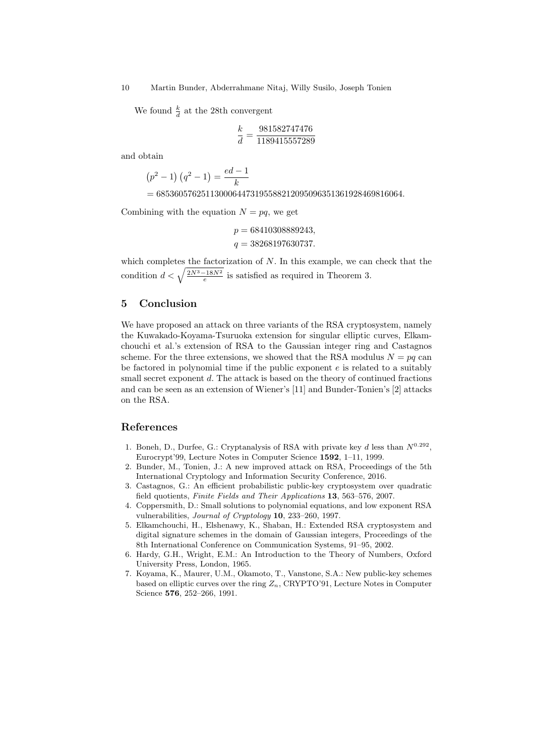We found $\frac{k}{d}$ at the 28th convergent

$$\frac{k}{d} = \frac{981582747476}{1189415557289}$$

and obtain

$$\begin{aligned}
&\left(p^2 - 1\right)\left(q^2 - 1\right) = \frac{ed - 1}{k} \\
&= 6853605762511300064473195588212095096351361928469816064.
\end{aligned}$$

Combining with the equation $N = pq$, we get

$$\begin{aligned}
p &= 68410308889243, \\
q &= 38268197630737.
\end{aligned}$$

which completes the factorization of $N$. In this example, we can check that the condition $d < \sqrt{\frac{2N^3 - 18N^2}{e}}$ is satisfied as required in Theorem 3.

## 5 Conclusion

We have proposed an attack on three variants of the RSA cryptosystem, namely the Kuwakado-Koyama-Tsuruoka extension for singular elliptic curves, Elkamchouchi et al.'s extension of RSA to the Gaussian integer ring and Castagnos scheme. For the three extensions, we showed that the RSA modulus $N = pq$ can be factored in polynomial time if the public exponent $e$ is related to a suitably small secret exponent $d$. The attack is based on the theory of continued fractions and can be seen as an extension of Wiener's [11] and Bunder-Tonien's [2] attacks on the RSA.

## References

1. Boneh, D., Durfee, G.: Cryptanalysis of RSA with private key $d$ less than $N^{0.292}$, Eurocrypt'99, Lecture Notes in Computer Science **1592**, 1–11, 1999.
2. Bunder, M., Tonien, J.: A new improved attack on RSA, Proceedings of the 5th International Cryptology and Information Security Conference, 2016.
3. Castagnos, G.: An efficient probabilistic public-key cryptosystem over quadratic field quotients, *Finite Fields and Their Applications* **13**, 563–576, 2007.
4. Coppersmith, D.: Small solutions to polynomial equations, and low exponent RSA vulnerabilities, *Journal of Cryptology* **10**, 233–260, 1997.
5. Elkamchouchi, H., Elshenawy, K., Shaban, H.: Extended RSA cryptosystem and digital signature schemes in the domain of Gaussian integers, Proceedings of the 8th International Conference on Communication Systems, 91–95, 2002.
6. Hardy, G.H., Wright, E.M.: An Introduction to the Theory of Numbers, Oxford University Press, London, 1965.
7. Koyama, K., Maurer, U.M., Okamoto, T., Vanstone, S.A.: New public-key schemes based on elliptic curves over the ring $Z_n$, CRYPTO'91, Lecture Notes in Computer Science **576**, 252–266, 1991.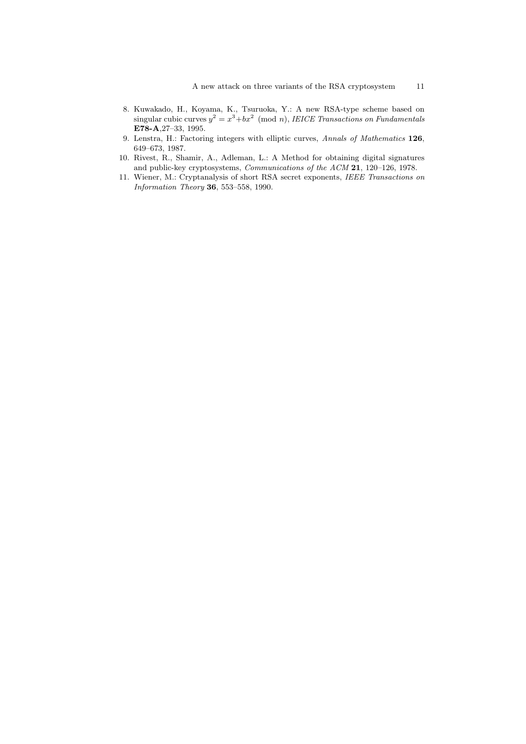8. Kuwakado, H., Koyama, K., Tsuruoka, Y.: A new RSA-type scheme based on singular cubic curves $y^2 = x^3 + bx^2 \pmod{n}$, *IEICE Transactions on Fundamentals* **E78-A**,27–33, 1995.
9. Lenstra, H.: Factoring integers with elliptic curves, *Annals of Mathematics* **126**, 649–673, 1987.
10. Rivest, R., Shamir, A., Adleman, L.: A Method for obtaining digital signatures and public-key cryptosystems, *Communications of the ACM* **21**, 120–126, 1978.
11. Wiener, M.: Cryptanalysis of short RSA secret exponents, *IEEE Transactions on Information Theory* **36**, 553–558, 1990.